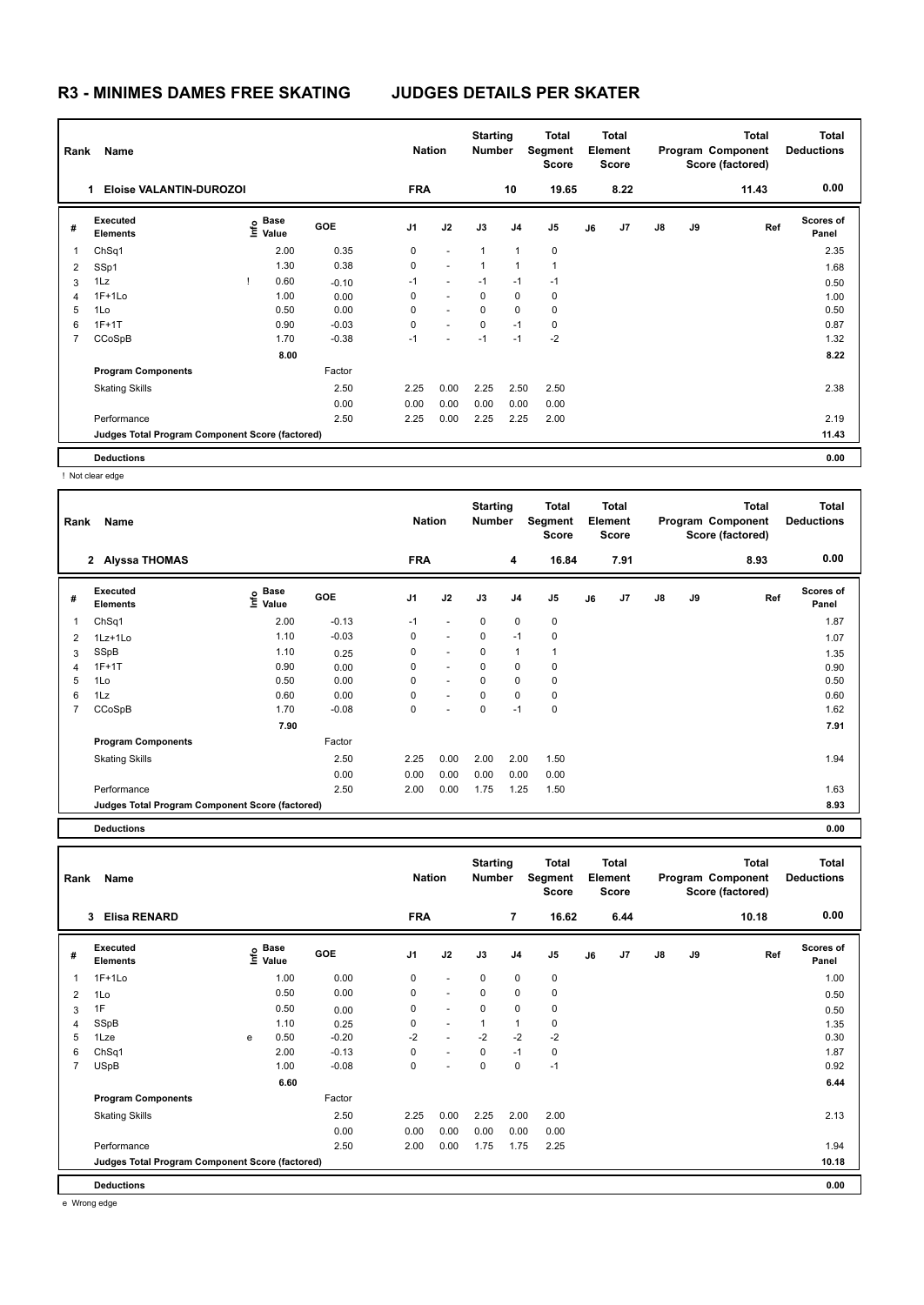# R3 - MINIMES DAMES FREE SKATING JUDGES DETAILS PER SKATER

| Rank | Name | Nation | Starting Number | Total Segment Score | Total Element Score | Total Program Component Score (factored) | Total Deductions |
|---|---|---|---|---|---|---|---|
| 1 | Eloise VALANTIN-DUROZOI | FRA | 10 | 19.65 | 8.22 | 11.43 | 0.00 |

| # | Executed Elements | Info | Base Value | GOE | J1 | J2 | J3 | J4 | J5 | J6 | J7 | J8 | J9 | Ref | Scores of Panel |
|---|---|---|---|---|---|---|---|---|---|---|---|---|---|---|---|
| 1 | ChSq1 | | 2.00 | 0.35 | 0 | - | 1 | 1 | 0 | | | | | | 2.35 |
| 2 | SSp1 | | 1.30 | 0.38 | 0 | - | 1 | 1 | 1 | | | | | | 1.68 |
| 3 | 1Lz | ! | 0.60 | -0.10 | -1 | - | -1 | -1 | -1 | | | | | | 0.50 |
| 4 | 1F+1Lo | | 1.00 | 0.00 | 0 | - | 0 | 0 | 0 | | | | | | 1.00 |
| 5 | 1Lo | | 0.50 | 0.00 | 0 | - | 0 | 0 | 0 | | | | | | 0.50 |
| 6 | 1F+1T | | 0.90 | -0.03 | 0 | - | 0 | -1 | 0 | | | | | | 0.87 |
| 7 | CCoSpB | | 1.70 | -0.38 | -1 | - | -1 | -1 | -2 | | | | | | 1.32 |
| | | | 8.00 | | | | | | | | | | | | 8.22 |
| | Program Components | | | Factor | | | | | | | | | | | |
| | Skating Skills | | | 2.50 | 2.25 | 0.00 | 2.25 | 2.50 | 2.50 | | | | | | 2.38 |
| | | | | 0.00 | 0.00 | 0.00 | 0.00 | 0.00 | 0.00 | | | | | | |
| | Performance | | | 2.50 | 2.25 | 0.00 | 2.25 | 2.25 | 2.00 | | | | | | 2.19 |
| | Judges Total Program Component Score (factored) | | | | | | | | | | | | | | 11.43 |
| | Deductions | | | | | | | | | | | | | | 0.00 |

! Not clear edge

| Rank | Name | Nation | Starting Number | Total Segment Score | Total Element Score | Total Program Component Score (factored) | Total Deductions |
|---|---|---|---|---|---|---|---|
| 2 | Alyssa THOMAS | FRA | 4 | 16.84 | 7.91 | 8.93 | 0.00 |

| # | Executed Elements | Info | Base Value | GOE | J1 | J2 | J3 | J4 | J5 | J6 | J7 | J8 | J9 | Ref | Scores of Panel |
|---|---|---|---|---|---|---|---|---|---|---|---|---|---|---|---|
| 1 | ChSq1 | | 2.00 | -0.13 | -1 | - | 0 | 0 | 0 | | | | | | 1.87 |
| 2 | 1Lz+1Lo | | 1.10 | -0.03 | 0 | - | 0 | -1 | 0 | | | | | | 1.07 |
| 3 | SSpB | | 1.10 | 0.25 | 0 | - | 0 | 1 | 1 | | | | | | 1.35 |
| 4 | 1F+1T | | 0.90 | 0.00 | 0 | - | 0 | 0 | 0 | | | | | | 0.90 |
| 5 | 1Lo | | 0.50 | 0.00 | 0 | - | 0 | 0 | 0 | | | | | | 0.50 |
| 6 | 1Lz | | 0.60 | 0.00 | 0 | - | 0 | 0 | 0 | | | | | | 0.60 |
| 7 | CCoSpB | | 1.70 | -0.08 | 0 | - | 0 | -1 | 0 | | | | | | 1.62 |
| | | | 7.90 | | | | | | | | | | | | 7.91 |
| | Program Components | | | Factor | | | | | | | | | | | |
| | Skating Skills | | | 2.50 | 2.25 | 0.00 | 2.00 | 2.00 | 1.50 | | | | | | 1.94 |
| | | | | 0.00 | 0.00 | 0.00 | 0.00 | 0.00 | 0.00 | | | | | | |
| | Performance | | | 2.50 | 2.00 | 0.00 | 1.75 | 1.25 | 1.50 | | | | | | 1.63 |
| | Judges Total Program Component Score (factored) | | | | | | | | | | | | | | 8.93 |
| | Deductions | | | | | | | | | | | | | | 0.00 |

| Rank | Name | Nation | Starting Number | Total Segment Score | Total Element Score | Total Program Component Score (factored) | Total Deductions |
|---|---|---|---|---|---|---|---|
| 3 | Elisa RENARD | FRA | 7 | 16.62 | 6.44 | 10.18 | 0.00 |

| # | Executed Elements | Info | Base Value | GOE | J1 | J2 | J3 | J4 | J5 | J6 | J7 | J8 | J9 | Ref | Scores of Panel |
|---|---|---|---|---|---|---|---|---|---|---|---|---|---|---|---|
| 1 | 1F+1Lo | | 1.00 | 0.00 | 0 | - | 0 | 0 | 0 | | | | | | 1.00 |
| 2 | 1Lo | | 0.50 | 0.00 | 0 | - | 0 | 0 | 0 | | | | | | 0.50 |
| 3 | 1F | | 0.50 | 0.00 | 0 | - | 0 | 0 | 0 | | | | | | 0.50 |
| 4 | SSpB | | 1.10 | 0.25 | 0 | - | 1 | 1 | 0 | | | | | | 1.35 |
| 5 | 1Lze | e | 0.50 | -0.20 | -2 | - | -2 | -2 | -2 | | | | | | 0.30 |
| 6 | ChSq1 | | 2.00 | -0.13 | 0 | - | 0 | -1 | 0 | | | | | | 1.87 |
| 7 | USpB | | 1.00 | -0.08 | 0 | - | 0 | 0 | -1 | | | | | | 0.92 |
| | | | 6.60 | | | | | | | | | | | | 6.44 |
| | Program Components | | | Factor | | | | | | | | | | | |
| | Skating Skills | | | 2.50 | 2.25 | 0.00 | 2.25 | 2.00 | 2.00 | | | | | | 2.13 |
| | | | | 0.00 | 0.00 | 0.00 | 0.00 | 0.00 | 0.00 | | | | | | |
| | Performance | | | 2.50 | 2.00 | 0.00 | 1.75 | 1.75 | 2.25 | | | | | | 1.94 |
| | Judges Total Program Component Score (factored) | | | | | | | | | | | | | | 10.18 |
| | Deductions | | | | | | | | | | | | | | 0.00 |

e Wrong edge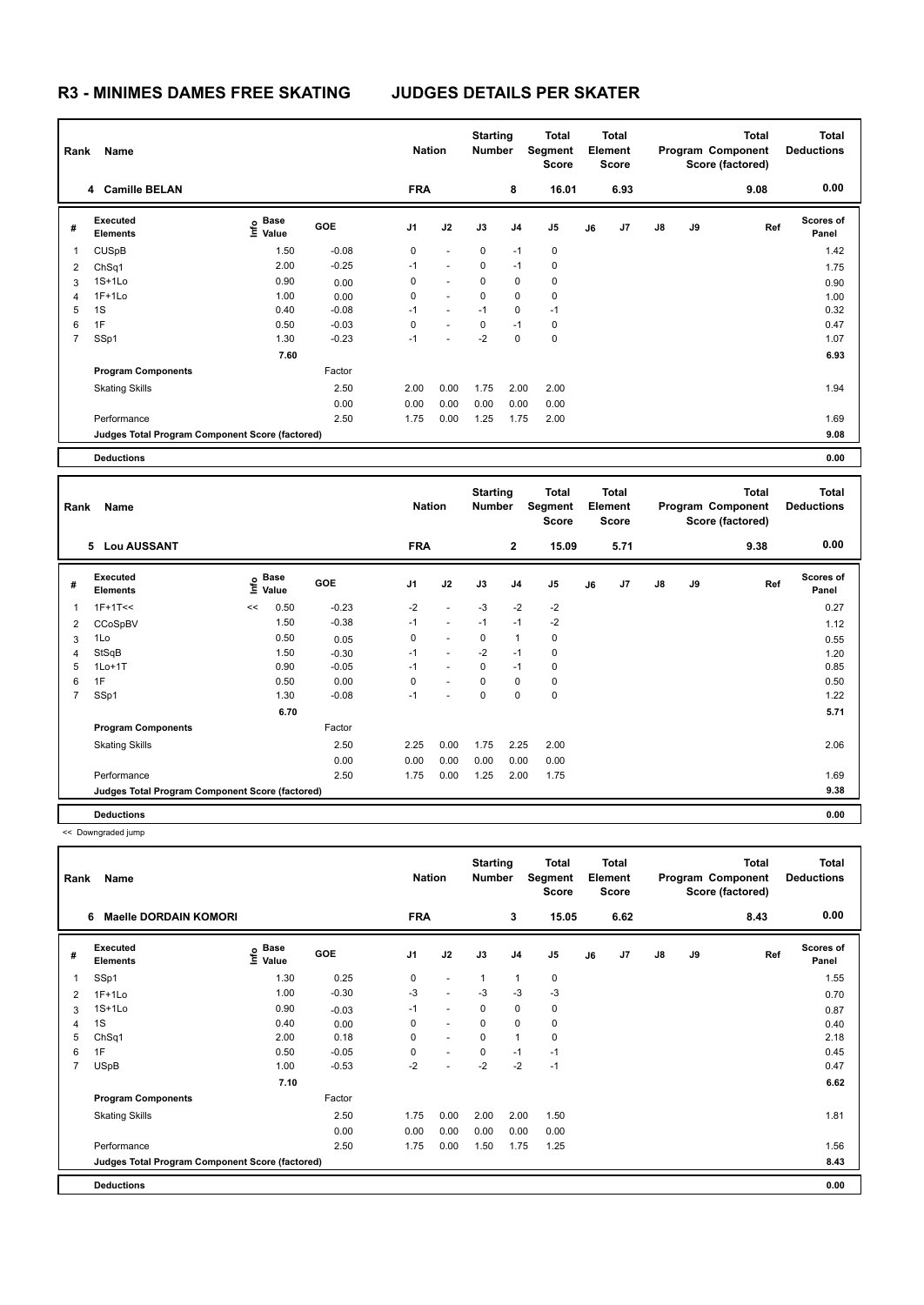# R3 - MINIMES DAMES FREE SKATING JUDGES DETAILS PER SKATER

| Rank | Name | | | Nation | | Starting Number | | Total Segment Score | | Total Element Score | | | | Total Program Component Score (factored) | Total Deductions |
|---|---|---|---|---|---|---|---|---|---|---|---|---|---|---|---|
| 4 | Camille BELAN | | | FRA | | | 8 | 16.01 | | 6.93 | | | | 9.08 | 0.00 |

| # | Executed Elements | Info | Base Value | GOE | J1 | J2 | J3 | J4 | J5 | J6 | J7 | J8 | J9 | Ref | Scores of Panel |
|---|---|---|---|---|---|---|---|---|---|---|---|---|---|---|---|
| 1 | CUSpB | | 1.50 | -0.08 | 0 | - | 0 | -1 | 0 | | | | | | 1.42 |
| 2 | ChSq1 | | 2.00 | -0.25 | -1 | - | 0 | -1 | 0 | | | | | | 1.75 |
| 3 | 1S+1Lo | | 0.90 | 0.00 | 0 | - | 0 | 0 | 0 | | | | | | 0.90 |
| 4 | 1F+1Lo | | 1.00 | 0.00 | 0 | - | 0 | 0 | 0 | | | | | | 1.00 |
| 5 | 1S | | 0.40 | -0.08 | -1 | - | -1 | 0 | -1 | | | | | | 0.32 |
| 6 | 1F | | 0.50 | -0.03 | 0 | - | 0 | -1 | 0 | | | | | | 0.47 |
| 7 | SSp1 | | 1.30 | -0.23 | -1 | - | -2 | 0 | 0 | | | | | | 1.07 |
| | | | 7.60 | | | | | | | | | | | | 6.93 |
| | Program Components | | | Factor | | | | | | | | | | | |
| | Skating Skills | | | 2.50 | 2.00 | 0.00 | 1.75 | 2.00 | 2.00 | | | | | | 1.94 |
| | | | | 0.00 | 0.00 | 0.00 | 0.00 | 0.00 | 0.00 | | | | | | |
| | Performance | | | 2.50 | 1.75 | 0.00 | 1.25 | 1.75 | 2.00 | | | | | | 1.69 |
| | Judges Total Program Component Score (factored) | | | | | | | | | | | | | | 9.08 |
| | Deductions | | | | | | | | | | | | | | 0.00 |

| Rank | Name | | | Nation | | Starting Number | | Total Segment Score | | Total Element Score | | | | Total Program Component Score (factored) | Total Deductions |
|---|---|---|---|---|---|---|---|---|---|---|---|---|---|---|---|
| 5 | Lou AUSSANT | | | FRA | | | 2 | 15.09 | | 5.71 | | | | 9.38 | 0.00 |

| # | Executed Elements | Info | Base Value | GOE | J1 | J2 | J3 | J4 | J5 | J6 | J7 | J8 | J9 | Ref | Scores of Panel |
|---|---|---|---|---|---|---|---|---|---|---|---|---|---|---|---|
| 1 | 1F+1T<< | << | 0.50 | -0.23 | -2 | - | -3 | -2 | -2 | | | | | | 0.27 |
| 2 | CCoSpBV | | 1.50 | -0.38 | -1 | - | -1 | -1 | -2 | | | | | | 1.12 |
| 3 | 1Lo | | 0.50 | 0.05 | 0 | - | 0 | 1 | 0 | | | | | | 0.55 |
| 4 | StSqB | | 1.50 | -0.30 | -1 | - | -2 | -1 | 0 | | | | | | 1.20 |
| 5 | 1Lo+1T | | 0.90 | -0.05 | -1 | - | 0 | -1 | 0 | | | | | | 0.85 |
| 6 | 1F | | 0.50 | 0.00 | 0 | - | 0 | 0 | 0 | | | | | | 0.50 |
| 7 | SSp1 | | 1.30 | -0.08 | -1 | - | 0 | 0 | 0 | | | | | | 1.22 |
| | | | 6.70 | | | | | | | | | | | | 5.71 |
| | Program Components | | | Factor | | | | | | | | | | | |
| | Skating Skills | | | 2.50 | 2.25 | 0.00 | 1.75 | 2.25 | 2.00 | | | | | | 2.06 |
| | | | | 0.00 | 0.00 | 0.00 | 0.00 | 0.00 | 0.00 | | | | | | |
| | Performance | | | 2.50 | 1.75 | 0.00 | 1.25 | 2.00 | 1.75 | | | | | | 1.69 |
| | Judges Total Program Component Score (factored) | | | | | | | | | | | | | | 9.38 |
| | Deductions | | | | | | | | | | | | | | 0.00 |

<< Downgraded jump

| Rank | Name | | | Nation | | Starting Number | | Total Segment Score | | Total Element Score | | | | Total Program Component Score (factored) | Total Deductions |
|---|---|---|---|---|---|---|---|---|---|---|---|---|---|---|---|
| 6 | Maelle DORDAIN KOMORI | | | FRA | | | 3 | 15.05 | | 6.62 | | | | 8.43 | 0.00 |

| # | Executed Elements | Info | Base Value | GOE | J1 | J2 | J3 | J4 | J5 | J6 | J7 | J8 | J9 | Ref | Scores of Panel |
|---|---|---|---|---|---|---|---|---|---|---|---|---|---|---|---|
| 1 | SSp1 | | 1.30 | 0.25 | 0 | - | 1 | 1 | 0 | | | | | | 1.55 |
| 2 | 1F+1Lo | | 1.00 | -0.30 | -3 | - | -3 | -3 | -3 | | | | | | 0.70 |
| 3 | 1S+1Lo | | 0.90 | -0.03 | -1 | - | 0 | 0 | 0 | | | | | | 0.87 |
| 4 | 1S | | 0.40 | 0.00 | 0 | - | 0 | 0 | 0 | | | | | | 0.40 |
| 5 | ChSq1 | | 2.00 | 0.18 | 0 | - | 0 | 1 | 0 | | | | | | 2.18 |
| 6 | 1F | | 0.50 | -0.05 | 0 | - | 0 | -1 | -1 | | | | | | 0.45 |
| 7 | USpB | | 1.00 | -0.53 | -2 | - | -2 | -2 | -1 | | | | | | 0.47 |
| | | | 7.10 | | | | | | | | | | | | 6.62 |
| | Program Components | | | Factor | | | | | | | | | | | |
| | Skating Skills | | | 2.50 | 1.75 | 0.00 | 2.00 | 2.00 | 1.50 | | | | | | 1.81 |
| | | | | 0.00 | 0.00 | 0.00 | 0.00 | 0.00 | 0.00 | | | | | | |
| | Performance | | | 2.50 | 1.75 | 0.00 | 1.50 | 1.75 | 1.25 | | | | | | 1.56 |
| | Judges Total Program Component Score (factored) | | | | | | | | | | | | | | 8.43 |
| | Deductions | | | | | | | | | | | | | | 0.00 |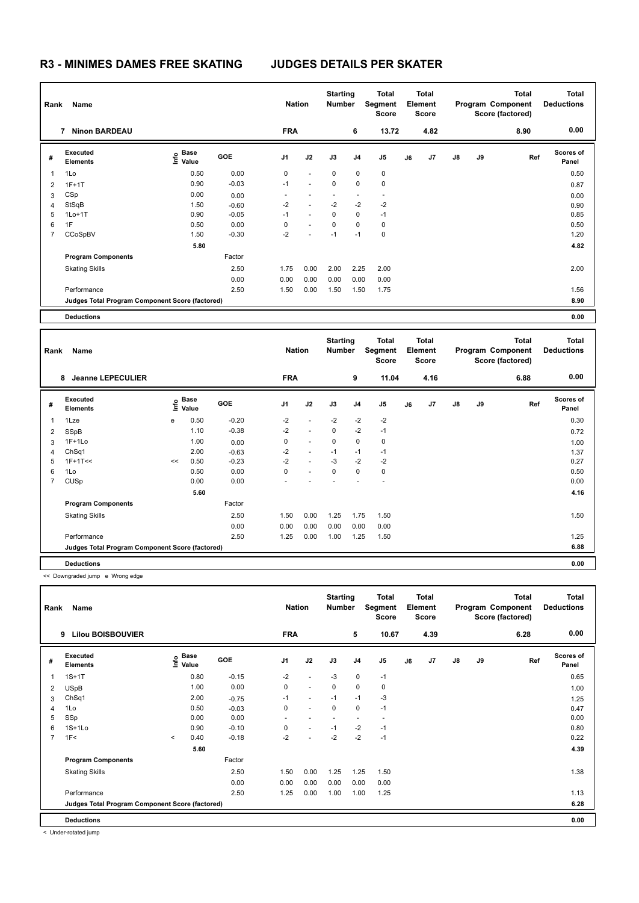# R3 - MINIMES DAMES FREE SKATING JUDGES DETAILS PER SKATER

| Rank | Name | Nation | Starting Number | Total Segment Score | Total Element Score | Total Program Component Score (factored) | Total Deductions |
|---|---|---|---|---|---|---|---|
| 7 | Ninon BARDEAU | FRA | 6 | 13.72 | 4.82 | 8.90 | 0.00 |

| # | Executed Elements | Info | Base Value | GOE | J1 | J2 | J3 | J4 | J5 | J6 | J7 | J8 | J9 | Ref | Scores of Panel |
|---|---|---|---|---|---|---|---|---|---|---|---|---|---|---|---|
| 1 | 1Lo | | 0.50 | 0.00 | 0 | - | 0 | 0 | 0 | | | | | | 0.50 |
| 2 | 1F+1T | | 0.90 | -0.03 | -1 | - | 0 | 0 | 0 | | | | | | 0.87 |
| 3 | CSp | | 0.00 | 0.00 | - | - | - | - | - | | | | | | 0.00 |
| 4 | StSqB | | 1.50 | -0.60 | -2 | - | -2 | -2 | -2 | | | | | | 0.90 |
| 5 | 1Lo+1T | | 0.90 | -0.05 | -1 | - | 0 | 0 | -1 | | | | | | 0.85 |
| 6 | 1F | | 0.50 | 0.00 | 0 | - | 0 | 0 | 0 | | | | | | 0.50 |
| 7 | CCoSpBV | | 1.50 | -0.30 | -2 | - | -1 | -1 | 0 | | | | | | 1.20 |
| | | | 5.80 | | | | | | | | | | | | 4.82 |
| | **Program Components** | | | Factor | | | | | | | | | | | |
| | Skating Skills | | | 2.50 | 1.75 | 0.00 | 2.00 | 2.25 | 2.00 | | | | | | 2.00 |
| | | | | 0.00 | 0.00 | 0.00 | 0.00 | 0.00 | 0.00 | | | | | | |
| | Performance | | | 2.50 | 1.50 | 0.00 | 1.50 | 1.50 | 1.75 | | | | | | 1.56 |
| | **Judges Total Program Component Score (factored)** | | | | | | | | | | | | | | 8.90 |
| | **Deductions** | | | | | | | | | | | | | | 0.00 |

| Rank | Name | Nation | Starting Number | Total Segment Score | Total Element Score | Total Program Component Score (factored) | Total Deductions |
|---|---|---|---|---|---|---|---|
| 8 | Jeanne LEPECULIER | FRA | 9 | 11.04 | 4.16 | 6.88 | 0.00 |

| # | Executed Elements | Info | Base Value | GOE | J1 | J2 | J3 | J4 | J5 | J6 | J7 | J8 | J9 | Ref | Scores of Panel |
|---|---|---|---|---|---|---|---|---|---|---|---|---|---|---|---|
| 1 | 1Lze | e | 0.50 | -0.20 | -2 | - | -2 | -2 | -2 | | | | | | 0.30 |
| 2 | SSpB | | 1.10 | -0.38 | -2 | - | 0 | -2 | -1 | | | | | | 0.72 |
| 3 | 1F+1Lo | | 1.00 | 0.00 | 0 | - | 0 | 0 | 0 | | | | | | 1.00 |
| 4 | ChSq1 | | 2.00 | -0.63 | -2 | - | -1 | -1 | -1 | | | | | | 1.37 |
| 5 | 1F+1T<< | << | 0.50 | -0.23 | -2 | - | -3 | -2 | -2 | | | | | | 0.27 |
| 6 | 1Lo | | 0.50 | 0.00 | 0 | - | 0 | 0 | 0 | | | | | | 0.50 |
| 7 | CUSp | | 0.00 | 0.00 | - | - | - | - | - | | | | | | 0.00 |
| | | | 5.60 | | | | | | | | | | | | 4.16 |
| | **Program Components** | | | Factor | | | | | | | | | | | |
| | Skating Skills | | | 2.50 | 1.50 | 0.00 | 1.25 | 1.75 | 1.50 | | | | | | 1.50 |
| | | | | 0.00 | 0.00 | 0.00 | 0.00 | 0.00 | 0.00 | | | | | | |
| | Performance | | | 2.50 | 1.25 | 0.00 | 1.00 | 1.25 | 1.50 | | | | | | 1.25 |
| | **Judges Total Program Component Score (factored)** | | | | | | | | | | | | | | 6.88 |
| | **Deductions** | | | | | | | | | | | | | | 0.00 |

<< Downgraded jump e Wrong edge

| Rank | Name | Nation | Starting Number | Total Segment Score | Total Element Score | Total Program Component Score (factored) | Total Deductions |
|---|---|---|---|---|---|---|---|
| 9 | Lilou BOISBOUVIER | FRA | 5 | 10.67 | 4.39 | 6.28 | 0.00 |

| # | Executed Elements | Info | Base Value | GOE | J1 | J2 | J3 | J4 | J5 | J6 | J7 | J8 | J9 | Ref | Scores of Panel |
|---|---|---|---|---|---|---|---|---|---|---|---|---|---|---|---|
| 1 | 1S+1T | | 0.80 | -0.15 | -2 | - | -3 | 0 | -1 | | | | | | 0.65 |
| 2 | USpB | | 1.00 | 0.00 | 0 | - | 0 | 0 | 0 | | | | | | 1.00 |
| 3 | ChSq1 | | 2.00 | -0.75 | -1 | - | -1 | -1 | -3 | | | | | | 1.25 |
| 4 | 1Lo | | 0.50 | -0.03 | 0 | - | 0 | 0 | -1 | | | | | | 0.47 |
| 5 | SSp | | 0.00 | 0.00 | - | - | - | - | - | | | | | | 0.00 |
| 6 | 1S+1Lo | | 0.90 | -0.10 | 0 | - | -1 | -2 | -1 | | | | | | 0.80 |
| 7 | 1F< | < | 0.40 | -0.18 | -2 | - | -2 | -2 | -1 | | | | | | 0.22 |
| | | | 5.60 | | | | | | | | | | | | 4.39 |
| | **Program Components** | | | Factor | | | | | | | | | | | |
| | Skating Skills | | | 2.50 | 1.50 | 0.00 | 1.25 | 1.25 | 1.50 | | | | | | 1.38 |
| | | | | 0.00 | 0.00 | 0.00 | 0.00 | 0.00 | 0.00 | | | | | | |
| | Performance | | | 2.50 | 1.25 | 0.00 | 1.00 | 1.00 | 1.25 | | | | | | 1.13 |
| | **Judges Total Program Component Score (factored)** | | | | | | | | | | | | | | 6.28 |
| | **Deductions** | | | | | | | | | | | | | | 0.00 |

< Under-rotated jump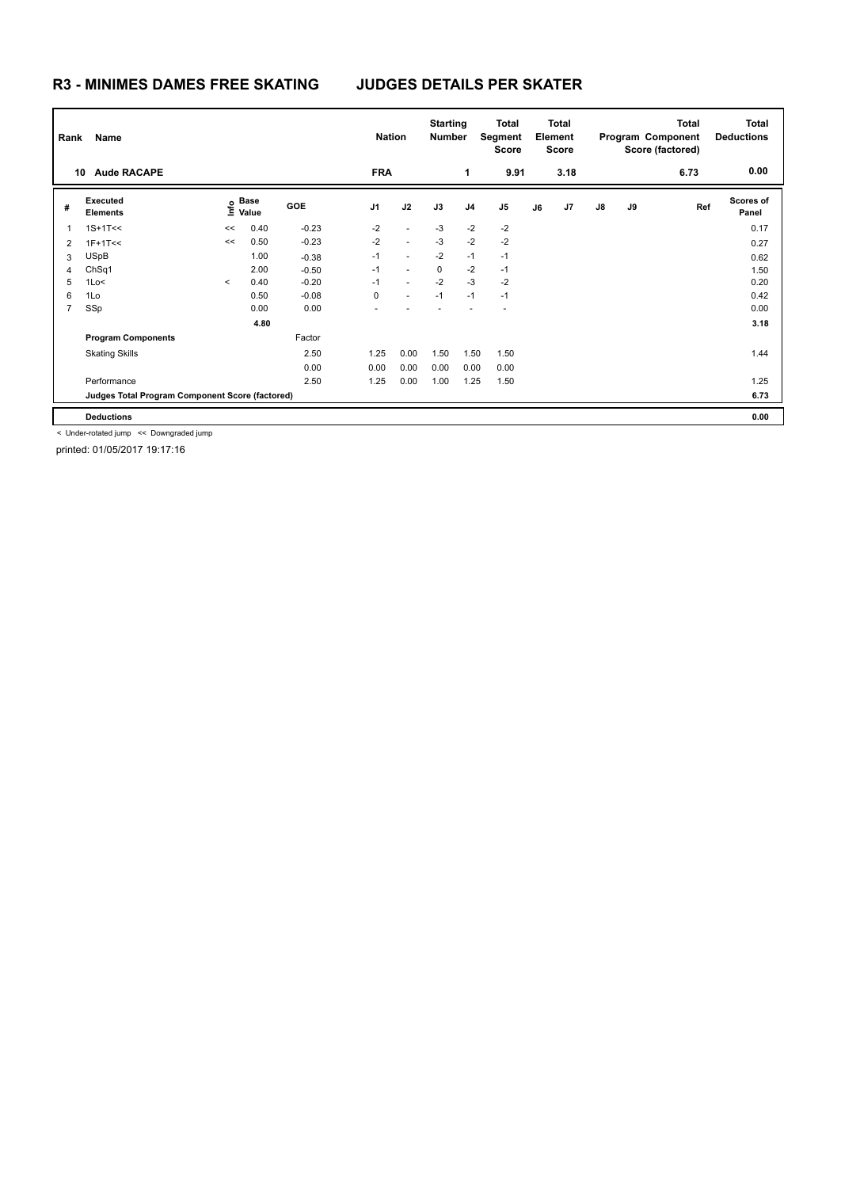# R3 - MINIMES DAMES FREE SKATING JUDGES DETAILS PER SKATER

| Rank | Name | Nation | Starting Number | Total Segment Score | Total Element Score | Total Program Component Score (factored) | Total Deductions |
|---|---|---|---|---|---|---|---|
| 10 | Aude RACAPE | FRA | 1 | 9.91 | 3.18 | 6.73 | 0.00 |

| # | Executed Elements | Info | Base Value | GOE | J1 | J2 | J3 | J4 | J5 | J6 | J7 | J8 | J9 | Ref | Scores of Panel |
|---|---|---|---|---|---|---|---|---|---|---|---|---|---|---|---|
| 1 | 1S+1T<< | << | 0.40 | -0.23 | -2 | - | -3 | -2 | -2 | | | | | | 0.17 |
| 2 | 1F+1T<< | << | 0.50 | -0.23 | -2 | - | -3 | -2 | -2 | | | | | | 0.27 |
| 3 | USpB | | 1.00 | -0.38 | -1 | - | -2 | -1 | -1 | | | | | | 0.62 |
| 4 | ChSq1 | | 2.00 | -0.50 | -1 | - | 0 | -2 | -1 | | | | | | 1.50 |
| 5 | 1Lo< | < | 0.40 | -0.20 | -1 | - | -2 | -3 | -2 | | | | | | 0.20 |
| 6 | 1Lo | | 0.50 | -0.08 | 0 | - | -1 | -1 | -1 | | | | | | 0.42 |
| 7 | SSp | | 0.00 | 0.00 | - | - | - | - | - | | | | | | 0.00 |
| | | | 4.80 | | | | | | | | | | | | 3.18 |
| | **Program Components** | | | Factor | | | | | | | | | | | |
| | Skating Skills | | | 2.50 | 1.25 | 0.00 | 1.50 | 1.50 | 1.50 | | | | | | 1.44 |
| | | | | 0.00 | 0.00 | 0.00 | 0.00 | 0.00 | 0.00 | | | | | | |
| | Performance | | | 2.50 | 1.25 | 0.00 | 1.00 | 1.25 | 1.50 | | | | | | 1.25 |
| | **Judges Total Program Component Score (factored)** | | | | | | | | | | | | | | 6.73 |
| | **Deductions** | | | | | | | | | | | | | | 0.00 |

< Under-rotated jump << Downgraded jump

printed: 01/05/2017 19:17:16